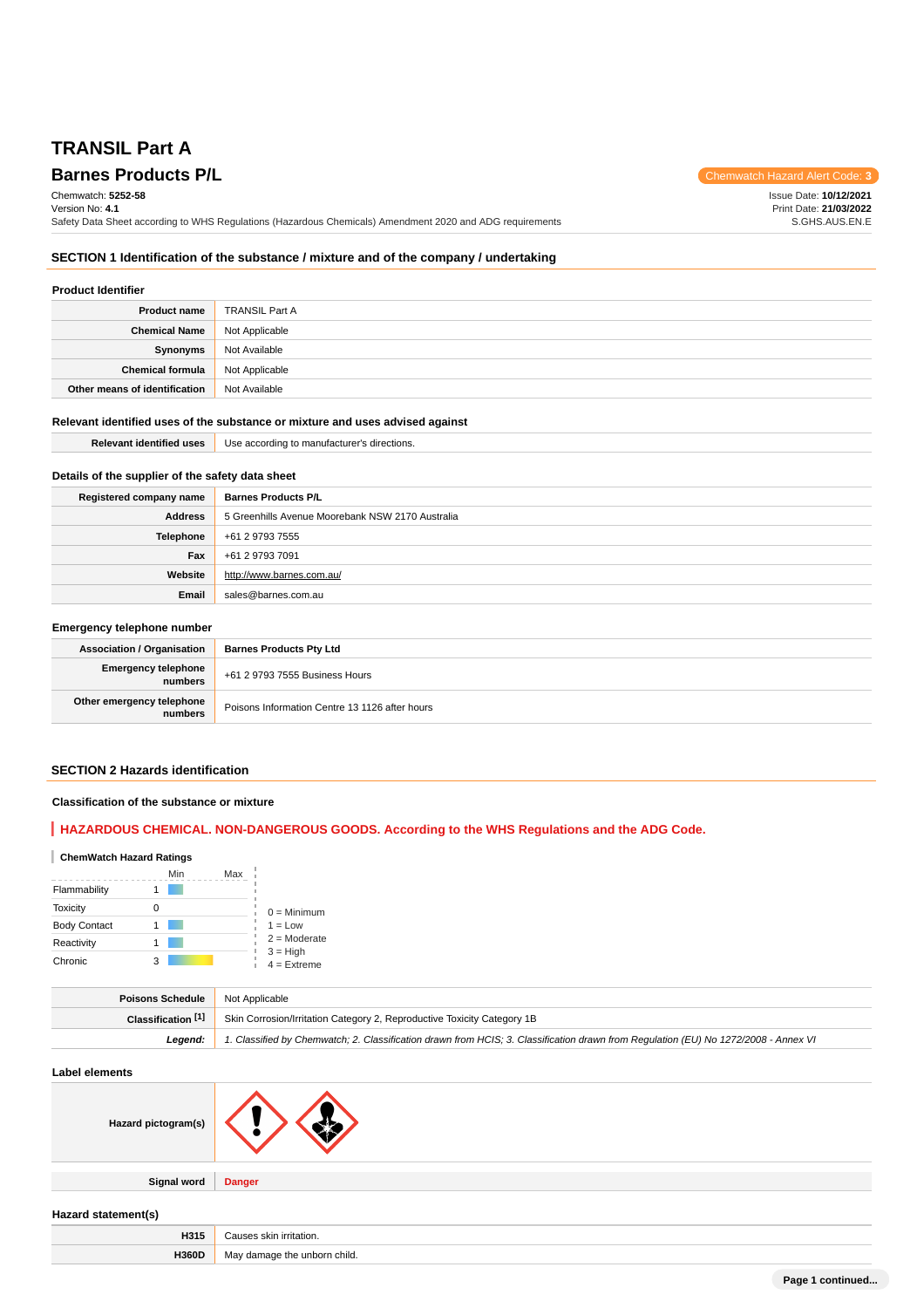# TRANSIL Part A

## Barnes Products P/L

Chemwatch Hazard Alert Code: **3**

Chemwatch: **5252-58**
Version No: **4.1**
Safety Data Sheet according to WHS Regulations (Hazardous Chemicals) Amendment 2020 and ADG requirements

Issue Date: **10/12/2021**
Print Date: **21/03/2022**
S.GHS.AUS.EN.E

## SECTION 1 Identification of the substance / mixture and of the company / undertaking

### Product Identifier

| | |
|---|---|
| **Product name** | TRANSIL Part A |
| **Chemical Name** | Not Applicable |
| **Synonyms** | Not Available |
| **Chemical formula** | Not Applicable |
| **Other means of identification** | Not Available |

### Relevant identified uses of the substance or mixture and uses advised against

| | |
|---|---|
| **Relevant identified uses** | Use according to manufacturer's directions. |

### Details of the supplier of the safety data sheet

| | |
|---|---|
| **Registered company name** | **Barnes Products P/L** |
| **Address** | 5 Greenhills Avenue Moorebank NSW 2170 Australia |
| **Telephone** | +61 2 9793 7555 |
| **Fax** | +61 2 9793 7091 |
| **Website** | http://www.barnes.com.au/ |
| **Email** | sales@barnes.com.au |

### Emergency telephone number

| | |
|---|---|
| **Association / Organisation** | **Barnes Products Pty Ltd** |
| **Emergency telephone numbers** | +61 2 9793 7555 Business Hours |
| **Other emergency telephone numbers** | Poisons Information Centre 13 1126 after hours |

## SECTION 2 Hazards identification

### Classification of the substance or mixture

**HAZARDOUS CHEMICAL. NON-DANGEROUS GOODS. According to the WHS Regulations and the ADG Code.**

**ChemWatch Hazard Ratings**

| | Min | Max |
|---|---|---|
| Flammability | 1 | |
| Toxicity | 0 | |
| Body Contact | 1 | |
| Reactivity | 1 | |
| Chronic | 3 | |

0 = Minimum
1 = Low
2 = Moderate
3 = High
4 = Extreme

| | |
|---|---|
| **Poisons Schedule** | Not Applicable |
| **Classification [1]** | Skin Corrosion/Irritation Category 2, Reproductive Toxicity Category 1B |
| ***Legend:*** | *1. Classified by Chemwatch; 2. Classification drawn from HCIS; 3. Classification drawn from Regulation (EU) No 1272/2008 - Annex VI* |

### Label elements

| | |
|---|---|
| **Hazard pictogram(s)** | |
| **Signal word** | **Danger** |

### Hazard statement(s)

| | |
|---|---|
| **H315** | Causes skin irritation. |
| **H360D** | May damage the unborn child. |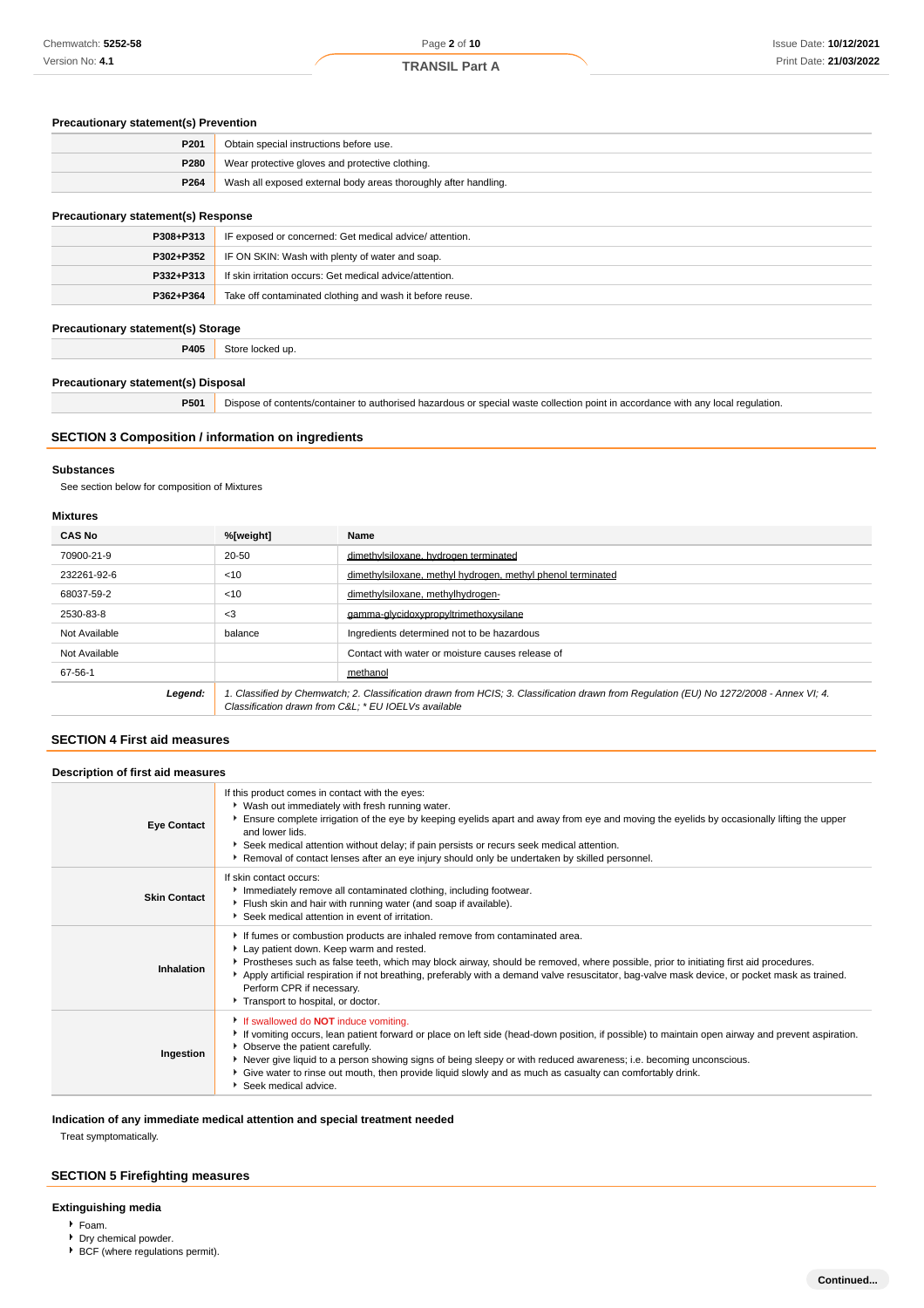### Precautionary statement(s) Prevention

| | |
|---|---|
| **P201** | Obtain special instructions before use. |
| **P280** | Wear protective gloves and protective clothing. |
| **P264** | Wash all exposed external body areas thoroughly after handling. |

### Precautionary statement(s) Response

| | |
|---|---|
| **P308+P313** | IF exposed or concerned: Get medical advice/ attention. |
| **P302+P352** | IF ON SKIN: Wash with plenty of water and soap. |
| **P332+P313** | If skin irritation occurs: Get medical advice/attention. |
| **P362+P364** | Take off contaminated clothing and wash it before reuse. |

### Precautionary statement(s) Storage

| | |
|---|---|
| **P405** | Store locked up. |

### Precautionary statement(s) Disposal

| | |
|---|---|
| **P501** | Dispose of contents/container to authorised hazardous or special waste collection point in accordance with any local regulation. |

## SECTION 3 Composition / information on ingredients

### Substances

See section below for composition of Mixtures

### Mixtures

| CAS No | %[weight] | Name |
|---|---|---|
| 70900-21-9 | 20-50 | dimethylsiloxane, hydrogen terminated |
| 232261-92-6 | <10 | dimethylsiloxane, methyl hydrogen, methyl phenol terminated |
| 68037-59-2 | <10 | dimethylsiloxane, methylhydrogen- |
| 2530-83-8 | <3 | gamma-glycidoxypropyltrimethoxysilane |
| Not Available | balance | Ingredients determined not to be hazardous |
| Not Available | | Contact with water or moisture causes release of |
| 67-56-1 | | methanol |
| ***Legend:*** | *1. Classified by Chemwatch; 2. Classification drawn from HCIS; 3. Classification drawn from Regulation (EU) No 1272/2008 - Annex VI; 4. Classification drawn from C&L; * EU IOELVs available* | |

## SECTION 4 First aid measures

### Description of first aid measures

| | |
|---|---|
| **Eye Contact** | If this product comes in contact with the eyes: <br> • Wash out immediately with fresh running water. <br> • Ensure complete irrigation of the eye by keeping eyelids apart and away from eye and moving the eyelids by occasionally lifting the upper and lower lids. <br> • Seek medical attention without delay; if pain persists or recurs seek medical attention. <br> • Removal of contact lenses after an eye injury should only be undertaken by skilled personnel. |
| **Skin Contact** | If skin contact occurs: <br> • Immediately remove all contaminated clothing, including footwear. <br> • Flush skin and hair with running water (and soap if available). <br> • Seek medical attention in event of irritation. |
| **Inhalation** | • If fumes or combustion products are inhaled remove from contaminated area. <br> • Lay patient down. Keep warm and rested. <br> • Prostheses such as false teeth, which may block airway, should be removed, where possible, prior to initiating first aid procedures. <br> • Apply artificial respiration if not breathing, preferably with a demand valve resuscitator, bag-valve mask device, or pocket mask as trained. Perform CPR if necessary. <br> • Transport to hospital, or doctor. |
| **Ingestion** | • If swallowed do **NOT** induce vomiting. <br> • If vomiting occurs, lean patient forward or place on left side (head-down position, if possible) to maintain open airway and prevent aspiration. <br> • Observe the patient carefully. <br> • Never give liquid to a person showing signs of being sleepy or with reduced awareness; i.e. becoming unconscious. <br> • Give water to rinse out mouth, then provide liquid slowly and as much as casualty can comfortably drink. <br> • Seek medical advice. |

### Indication of any immediate medical attention and special treatment needed

Treat symptomatically.

## SECTION 5 Firefighting measures

### Extinguishing media

- Foam.
- Dry chemical powder.
- BCF (where regulations permit).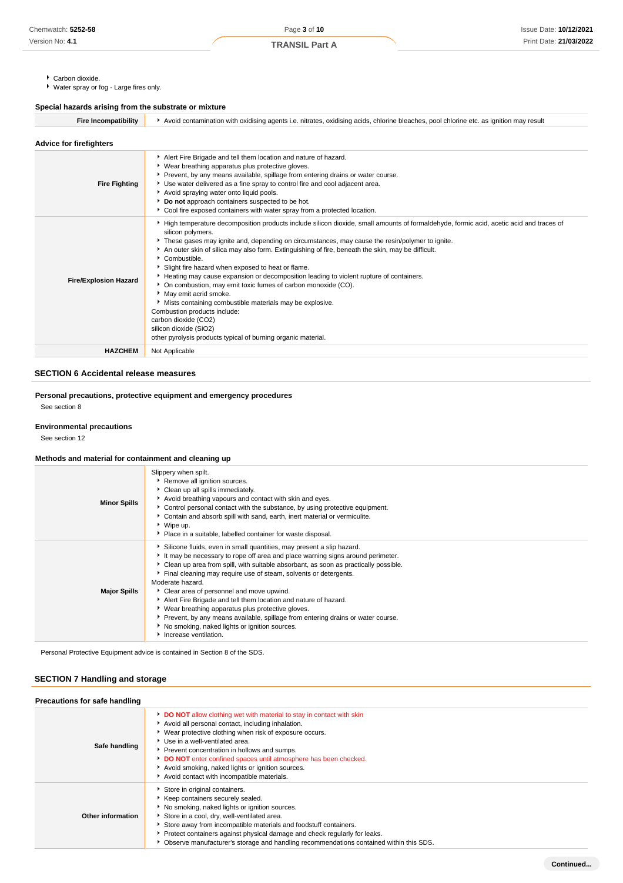- Carbon dioxide.
- Water spray or fog - Large fires only.

### Special hazards arising from the substrate or mixture

| | |
|---|---|
| **Fire Incompatibility** | Avoid contamination with oxidising agents i.e. nitrates, oxidising acids, chlorine bleaches, pool chlorine etc. as ignition may result |

### Advice for firefighters

| | |
|---|---|
| **Fire Fighting** | • Alert Fire Brigade and tell them location and nature of hazard.<br>• Wear breathing apparatus plus protective gloves.<br>• Prevent, by any means available, spillage from entering drains or water course.<br>• Use water delivered as a fine spray to control fire and cool adjacent area.<br>• Avoid spraying water onto liquid pools.<br>• **Do not** approach containers suspected to be hot.<br>• Cool fire exposed containers with water spray from a protected location. |
| **Fire/Explosion Hazard** | • High temperature decomposition products include silicon dioxide, small amounts of formaldehyde, formic acid, acetic acid and traces of silicon polymers.<br>• These gases may ignite and, depending on circumstances, may cause the resin/polymer to ignite.<br>• An outer skin of silica may also form. Extinguishing of fire, beneath the skin, may be difficult.<br>• Combustible.<br>• Slight fire hazard when exposed to heat or flame.<br>• Heating may cause expansion or decomposition leading to violent rupture of containers.<br>• On combustion, may emit toxic fumes of carbon monoxide (CO).<br>• May emit acrid smoke.<br>• Mists containing combustible materials may be explosive.<br>Combustion products include:<br>carbon dioxide ($CO_2$)<br>silicon dioxide ($SiO_2$)<br>other pyrolysis products typical of burning organic material. |
| **HAZCHEM** | Not Applicable |

## SECTION 6 Accidental release measures

### Personal precautions, protective equipment and emergency procedures

See section 8

### Environmental precautions

See section 12

### Methods and material for containment and cleaning up

| | |
|---|---|
| **Minor Spills** | Slippery when spilt.<br>• Remove all ignition sources.<br>• Clean up all spills immediately.<br>• Avoid breathing vapours and contact with skin and eyes.<br>• Control personal contact with the substance, by using protective equipment.<br>• Contain and absorb spill with sand, earth, inert material or vermiculite.<br>• Wipe up.<br>• Place in a suitable, labelled container for waste disposal. |
| **Major Spills** | • Silicone fluids, even in small quantities, may present a slip hazard.<br>• It may be necessary to rope off area and place warning signs around perimeter.<br>• Clean up area from spill, with suitable absorbant, as soon as practically possible.<br>• Final cleaning may require use of steam, solvents or detergents.<br>Moderate hazard.<br>• Clear area of personnel and move upwind.<br>• Alert Fire Brigade and tell them location and nature of hazard.<br>• Wear breathing apparatus plus protective gloves.<br>• Prevent, by any means available, spillage from entering drains or water course.<br>• No smoking, naked lights or ignition sources.<br>• Increase ventilation. |

Personal Protective Equipment advice is contained in Section 8 of the SDS.

## SECTION 7 Handling and storage

### Precautions for safe handling

| | |
|---|---|
| **Safe handling** | • **DO NOT** allow clothing wet with material to stay in contact with skin<br>• Avoid all personal contact, including inhalation.<br>• Wear protective clothing when risk of exposure occurs.<br>• Use in a well-ventilated area.<br>• Prevent concentration in hollows and sumps.<br>• **DO NOT** enter confined spaces until atmosphere has been checked.<br>• Avoid smoking, naked lights or ignition sources.<br>• Avoid contact with incompatible materials. |
| **Other information** | • Store in original containers.<br>• Keep containers securely sealed.<br>• No smoking, naked lights or ignition sources.<br>• Store in a cool, dry, well-ventilated area.<br>• Store away from incompatible materials and foodstuff containers.<br>• Protect containers against physical damage and check regularly for leaks.<br>• Observe manufacturer's storage and handling recommendations contained within this SDS. |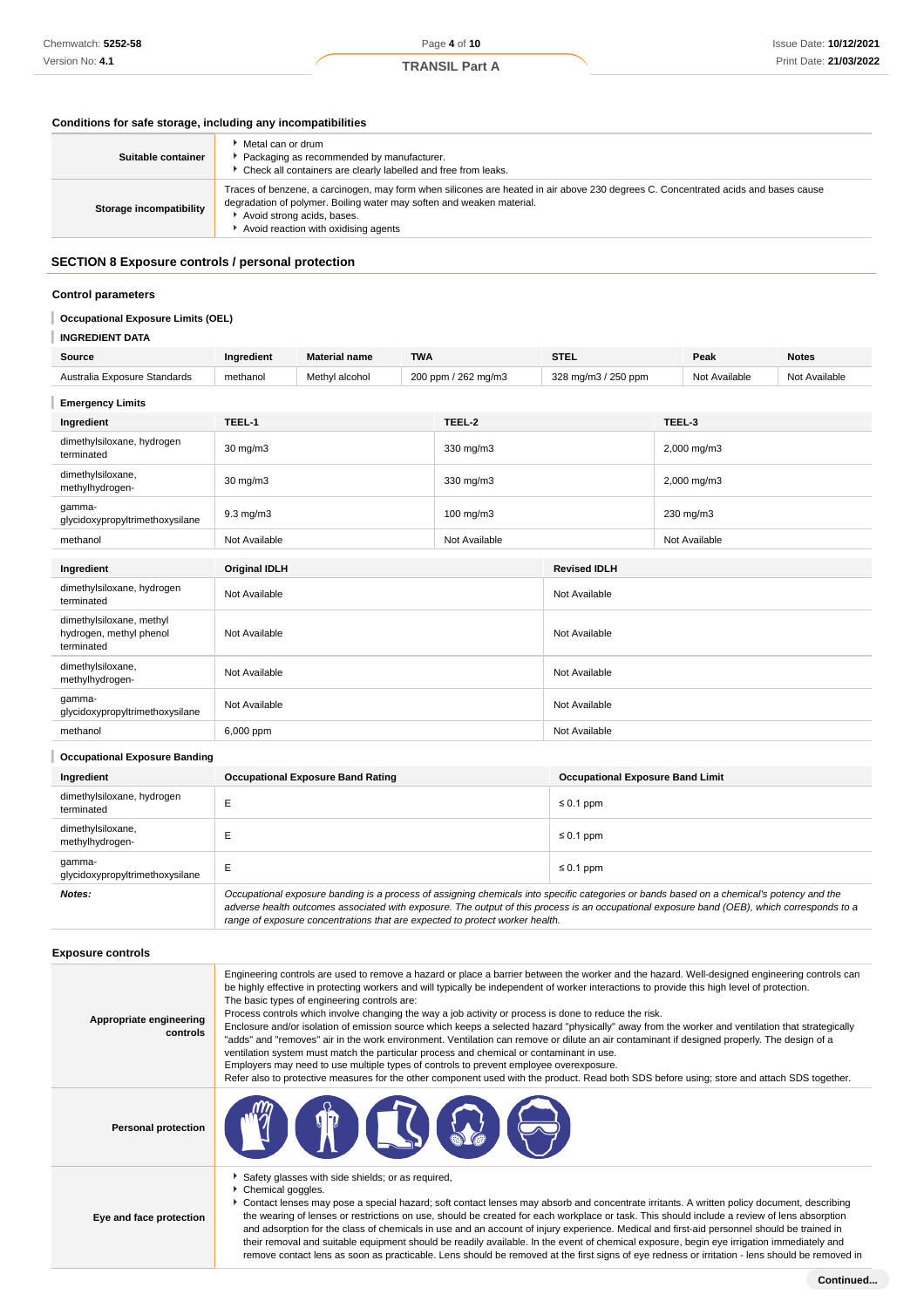### Conditions for safe storage, including any incompatibilities

| | |
|---|---|
| **Suitable container** | ‣ Metal can or drum<br>‣ Packaging as recommended by manufacturer.<br>‣ Check all containers are clearly labelled and free from leaks. |
| **Storage incompatibility** | Traces of benzene, a carcinogen, may form when silicones are heated in air above 230 degrees C. Concentrated acids and bases cause degradation of polymer. Boiling water may soften and weaken material.<br>‣ Avoid strong acids, bases.<br>‣ Avoid reaction with oxidising agents |

## SECTION 8 Exposure controls / personal protection

### Control parameters

**Occupational Exposure Limits (OEL)**

**INGREDIENT DATA**

| Source | Ingredient | Material name | TWA | STEL | Peak | Notes |
|---|---|---|---|---|---|---|
| Australia Exposure Standards | methanol | Methyl alcohol | 200 ppm / 262 mg/m3 | 328 mg/m3 / 250 ppm | Not Available | Not Available |

**Emergency Limits**

| Ingredient | TEEL-1 | TEEL-2 | TEEL-3 |
|---|---|---|---|
| dimethylsiloxane, hydrogen terminated | 30 mg/m3 | 330 mg/m3 | 2,000 mg/m3 |
| dimethylsiloxane, methylhydrogen- | 30 mg/m3 | 330 mg/m3 | 2,000 mg/m3 |
| gamma-glycidoxypropyltrimethoxysilane | 9.3 mg/m3 | 100 mg/m3 | 230 mg/m3 |
| methanol | Not Available | Not Available | Not Available |

| Ingredient | Original IDLH | Revised IDLH |
|---|---|---|
| dimethylsiloxane, hydrogen terminated | Not Available | Not Available |
| dimethylsiloxane, methyl hydrogen, methyl phenol terminated | Not Available | Not Available |
| dimethylsiloxane, methylhydrogen- | Not Available | Not Available |
| gamma-glycidoxypropyltrimethoxysilane | Not Available | Not Available |
| methanol | 6,000 ppm | Not Available |

**Occupational Exposure Banding**

| Ingredient | Occupational Exposure Band Rating | Occupational Exposure Band Limit |
|---|---|---|
| dimethylsiloxane, hydrogen terminated | E | ≤ 0.1 ppm |
| dimethylsiloxane, methylhydrogen- | E | ≤ 0.1 ppm |
| gamma-glycidoxypropyltrimethoxysilane | E | ≤ 0.1 ppm |
| ***Notes:*** | *Occupational exposure banding is a process of assigning chemicals into specific categories or bands based on a chemical's potency and the adverse health outcomes associated with exposure. The output of this process is an occupational exposure band (OEB), which corresponds to a range of exposure concentrations that are expected to protect worker health.* | |

### Exposure controls

| | |
|---|---|
| **Appropriate engineering controls** | Engineering controls are used to remove a hazard or place a barrier between the worker and the hazard. Well-designed engineering controls can be highly effective in protecting workers and will typically be independent of worker interactions to provide this high level of protection.<br>The basic types of engineering controls are:<br>Process controls which involve changing the way a job activity or process is done to reduce the risk.<br>Enclosure and/or isolation of emission source which keeps a selected hazard "physically" away from the worker and ventilation that strategically "adds" and "removes" air in the work environment. Ventilation can remove or dilute an air contaminant if designed properly. The design of a ventilation system must match the particular process and chemical or contaminant in use.<br>Employers may need to use multiple types of controls to prevent employee overexposure.<br>Refer also to protective measures for the other component used with the product. Read both SDS before using; store and attach SDS together. |
| **Personal protection** | |
| **Eye and face protection** | ‣ Safety glasses with side shields; or as required,<br>‣ Chemical goggles.<br>‣ Contact lenses may pose a special hazard; soft contact lenses may absorb and concentrate irritants. A written policy document, describing the wearing of lenses or restrictions on use, should be created for each workplace or task. This should include a review of lens absorption and adsorption for the class of chemicals in use and an account of injury experience. Medical and first-aid personnel should be trained in their removal and suitable equipment should be readily available. In the event of chemical exposure, begin eye irrigation immediately and remove contact lens as soon as practicable. Lens should be removed at the first signs of eye redness or irritation - lens should be removed in |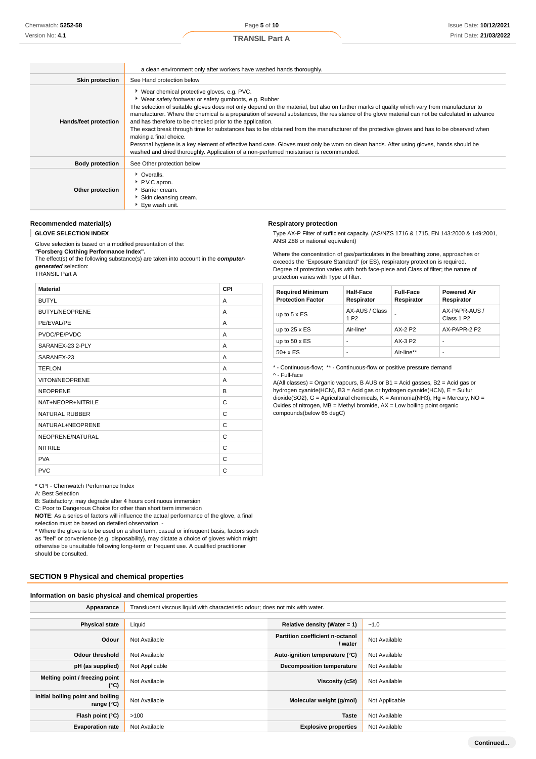| | |
|---|---|
| | a clean environment only after workers have washed hands thoroughly. |
| **Skin protection** | See Hand protection below |
| **Hands/feet protection** | ▶ Wear chemical protective gloves, e.g. PVC.<br>▶ Wear safety footwear or safety gumboots, e.g. Rubber<br>The selection of suitable gloves does not only depend on the material, but also on further marks of quality which vary from manufacturer to manufacturer. Where the chemical is a preparation of several substances, the resistance of the glove material can not be calculated in advance and has therefore to be checked prior to the application.<br>The exact break through time for substances has to be obtained from the manufacturer of the protective gloves and has to be observed when making a final choice.<br>Personal hygiene is a key element of effective hand care. Gloves must only be worn on clean hands. After using gloves, hands should be washed and dried thoroughly. Application of a non-perfumed moisturiser is recommended. |
| **Body protection** | See Other protection below |
| **Other protection** | ▶ Overalls.<br>▶ P.V.C apron.<br>▶ Barrier cream.<br>▶ Skin cleansing cream.<br>▶ Eye wash unit. |

### Recommended material(s)

**GLOVE SELECTION INDEX**

Glove selection is based on a modified presentation of the:
***"Forsberg Clothing Performance Index".***
The effect(s) of the following substance(s) are taken into account in the ***computer-generated*** selection:
TRANSIL Part A

| Material | CPI |
|---|---|
| BUTYL | A |
| BUTYL/NEOPRENE | A |
| PE/EVAL/PE | A |
| PVDC/PE/PVDC | A |
| SARANEX-23 2-PLY | A |
| SARANEX-23 | A |
| TEFLON | A |
| VITON/NEOPRENE | A |
| NEOPRENE | B |
| NAT+NEOPR+NITRILE | C |
| NATURAL RUBBER | C |
| NATURAL+NEOPRENE | C |
| NEOPRENE/NATURAL | C |
| NITRILE | C |
| PVA | C |
| PVC | C |

* CPI - Chemwatch Performance Index
A: Best Selection
B: Satisfactory; may degrade after 4 hours continuous immersion
C: Poor to Dangerous Choice for other than short term immersion
**NOTE**: As a series of factors will influence the actual performance of the glove, a final selection must be based on detailed observation. -
* Where the glove is to be used on a short term, casual or infrequent basis, factors such as "feel" or convenience (e.g. disposability), may dictate a choice of gloves which might otherwise be unsuitable following long-term or frequent use. A qualified practitioner should be consulted.

### Respiratory protection

Type AX-P Filter of sufficient capacity. (AS/NZS 1716 & 1715, EN 143:2000 & 149:2001, ANSI Z88 or national equivalent)

Where the concentration of gas/particulates in the breathing zone, approaches or exceeds the "Exposure Standard" (or ES), respiratory protection is required.
Degree of protection varies with both face-piece and Class of filter; the nature of protection varies with Type of filter.

| Required Minimum Protection Factor | Half-Face Respirator | Full-Face Respirator | Powered Air Respirator |
|---|---|---|---|
| up to 5 x ES | AX-AUS / Class 1 P2 | - | AX-PAPR-AUS / Class 1 P2 |
| up to 25 x ES | Air-line* | AX-2 P2 | AX-PAPR-2 P2 |
| up to 50 x ES | - | AX-3 P2 | - |
| 50+ x ES | - | Air-line** | - |

* - Continuous-flow; ** - Continuous-flow or positive pressure demand
^ - Full-face
A(All classes) = Organic vapours, B AUS or B1 = Acid gasses, B2 = Acid gas or hydrogen cyanide(HCN), B3 = Acid gas or hydrogen cyanide(HCN), E = Sulfur dioxide(SO2), G = Agricultural chemicals, K = Ammonia(NH3), Hg = Mercury, NO = Oxides of nitrogen, MB = Methyl bromide, AX = Low boiling point organic compounds(below 65 degC)

## SECTION 9 Physical and chemical properties

### Information on basic physical and chemical properties

| | | | |
|---|---|---|---|
| **Appearance** | Translucent viscous liquid with characteristic odour; does not mix with water. | | |
| **Physical state** | Liquid | **Relative density (Water = 1)** | ~1.0 |
| **Odour** | Not Available | **Partition coefficient n-octanol / water** | Not Available |
| **Odour threshold** | Not Available | **Auto-ignition temperature (°C)** | Not Available |
| **pH (as supplied)** | Not Applicable | **Decomposition temperature** | Not Available |
| **Melting point / freezing point (°C)** | Not Available | **Viscosity (cSt)** | Not Available |
| **Initial boiling point and boiling range (°C)** | Not Available | **Molecular weight (g/mol)** | Not Applicable |
| **Flash point (°C)** | >100 | **Taste** | Not Available |
| **Evaporation rate** | Not Available | **Explosive properties** | Not Available |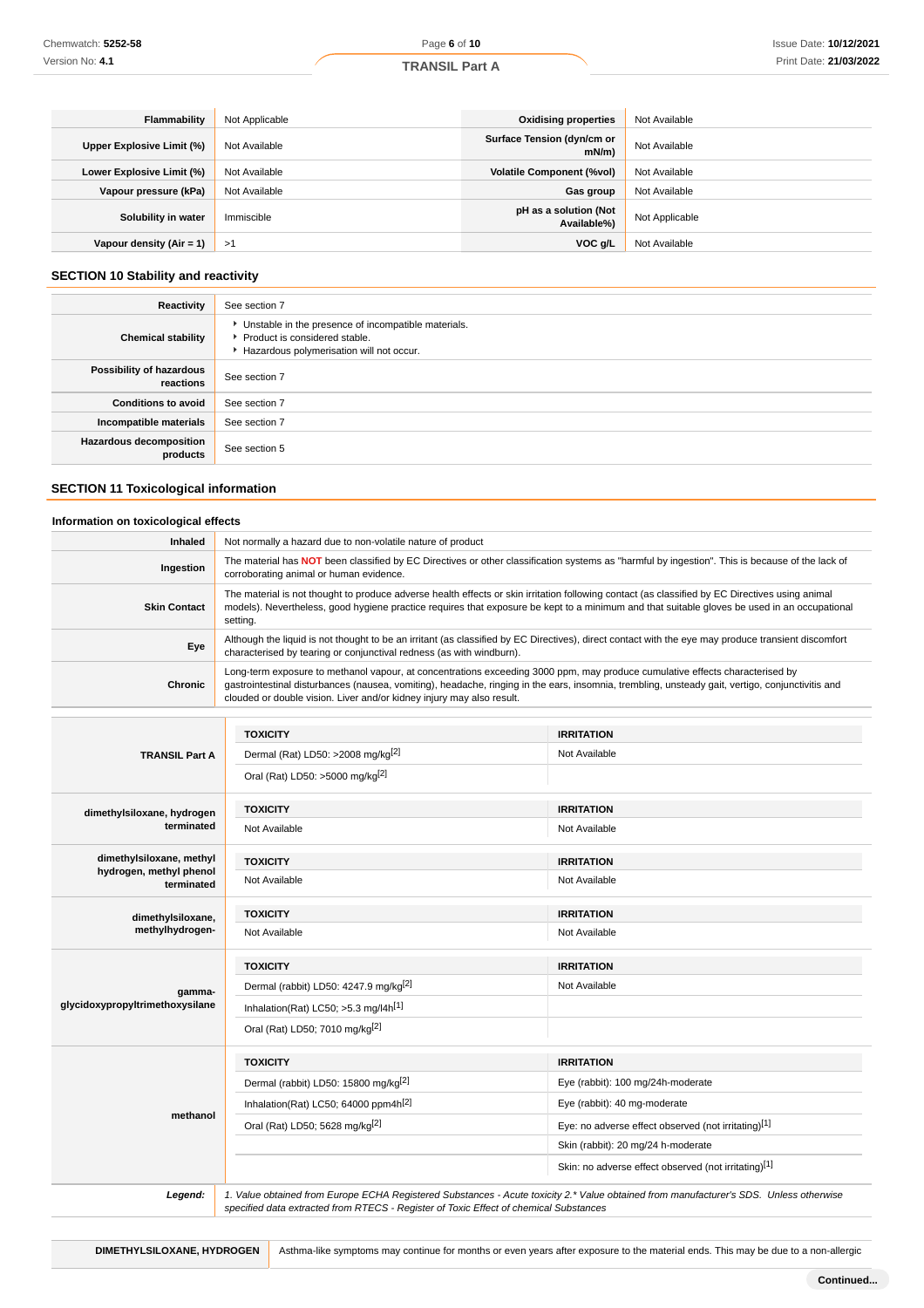| Flammability | Not Applicable | Oxidising properties | Not Available |
|---|---|---|---|
| Upper Explosive Limit (%) | Not Available | Surface Tension (dyn/cm or mN/m) | Not Available |
| Lower Explosive Limit (%) | Not Available | Volatile Component (%vol) | Not Available |
| Vapour pressure (kPa) | Not Available | Gas group | Not Available |
| Solubility in water | Immiscible | pH as a solution (Not Available%) | Not Applicable |
| Vapour density (Air = 1) | >1 | VOC g/L | Not Available |

## SECTION 10 Stability and reactivity

| | |
|---|---|
| Reactivity | See section 7 |
| Chemical stability | ▸ Unstable in the presence of incompatible materials.<br>▸ Product is considered stable.<br>▸ Hazardous polymerisation will not occur. |
| Possibility of hazardous reactions | See section 7 |
| Conditions to avoid | See section 7 |
| Incompatible materials | See section 7 |
| Hazardous decomposition products | See section 5 |

## SECTION 11 Toxicological information

### Information on toxicological effects

| | |
|---|---|
| Inhaled | Not normally a hazard due to non-volatile nature of product |
| Ingestion | The material has **NOT** been classified by EC Directives or other classification systems as "harmful by ingestion". This is because of the lack of corroborating animal or human evidence. |
| Skin Contact | The material is not thought to produce adverse health effects or skin irritation following contact (as classified by EC Directives using animal models). Nevertheless, good hygiene practice requires that exposure be kept to a minimum and that suitable gloves be used in an occupational setting. |
| Eye | Although the liquid is not thought to be an irritant (as classified by EC Directives), direct contact with the eye may produce transient discomfort characterised by tearing or conjunctival redness (as with windburn). |
| Chronic | Long-term exposure to methanol vapour, at concentrations exceeding 3000 ppm, may produce cumulative effects characterised by gastrointestinal disturbances (nausea, vomiting), headache, ringing in the ears, insomnia, trembling, unsteady gait, vertigo, conjunctivitis and clouded or double vision. Liver and/or kidney injury may also result. |

| | TOXICITY | IRRITATION |
|---|---|---|
| TRANSIL Part A | Dermal (Rat) LD50: >2008 mg/kg[2] | Not Available |
| | Oral (Rat) LD50: >5000 mg/kg[2] | |
| dimethylsiloxane, hydrogen terminated | Not Available | Not Available |
| dimethylsiloxane, methyl hydrogen, methyl phenol terminated | Not Available | Not Available |
| dimethylsiloxane, methylhydrogen- | Not Available | Not Available |
| gamma-glycidoxypropyltrimethoxysilane | Dermal (rabbit) LD50: 4247.9 mg/kg[2] | Not Available |
| | Inhalation(Rat) LC50; >5.3 mg/l4h[1] | |
| | Oral (Rat) LD50; 7010 mg/kg[2] | |
| methanol | Dermal (rabbit) LD50: 15800 mg/kg[2] | Eye (rabbit): 100 mg/24h-moderate |
| | Inhalation(Rat) LC50; 64000 ppm4h[2] | Eye (rabbit): 40 mg-moderate |
| | Oral (Rat) LD50; 5628 mg/kg[2] | Eye: no adverse effect observed (not irritating)[1] |
| | | Skin (rabbit): 20 mg/24 h-moderate |
| | | Skin: no adverse effect observed (not irritating)[1] |
| ***Legend:*** | *1. Value obtained from Europe ECHA Registered Substances - Acute toxicity 2.\* Value obtained from manufacturer's SDS. Unless otherwise specified data extracted from RTECS - Register of Toxic Effect of chemical Substances* | |

| | |
|---|---|
| DIMETHYLSILOXANE, HYDROGEN | Asthma-like symptoms may continue for months or even years after exposure to the material ends. This may be due to a non-allergic |

**Continued...**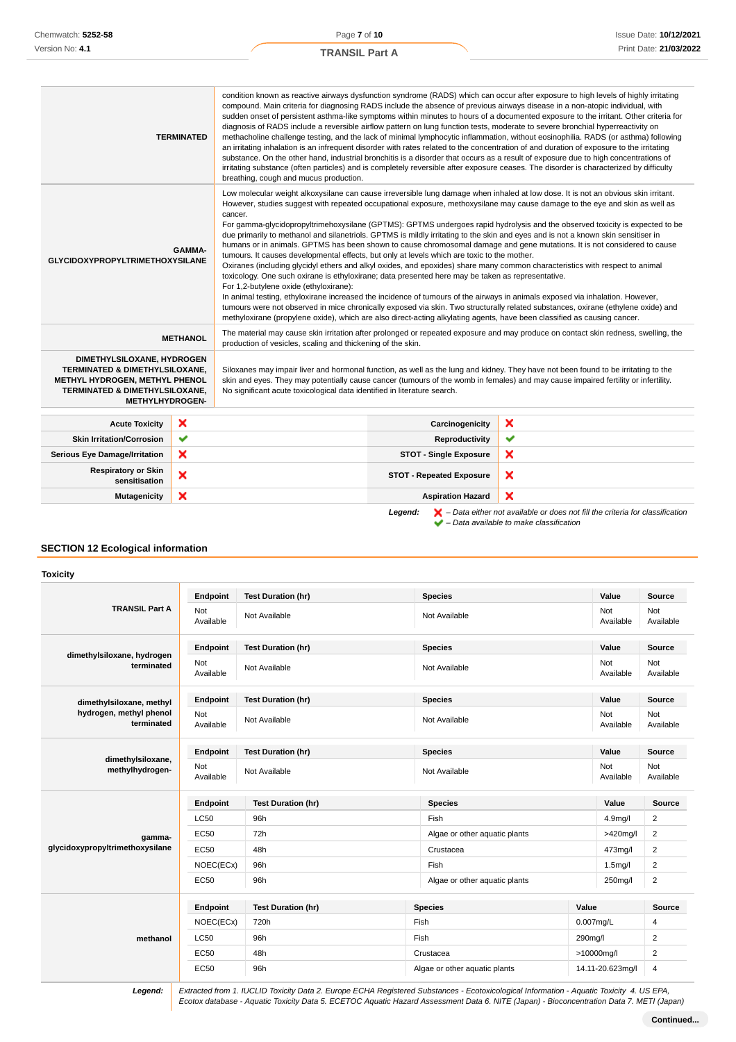| | |
|---|---|
| **TERMINATED** | condition known as reactive airways dysfunction syndrome (RADS) which can occur after exposure to high levels of highly irritating compound. Main criteria for diagnosing RADS include the absence of previous airways disease in a non-atopic individual, with sudden onset of persistent asthma-like symptoms within minutes to hours of a documented exposure to the irritant. Other criteria for diagnosis of RADS include a reversible airflow pattern on lung function tests, moderate to severe bronchial hyperreactivity on methacholine challenge testing, and the lack of minimal lymphocytic inflammation, without eosinophilia. RADS (or asthma) following an irritating inhalation is an infrequent disorder with rates related to the concentration of and duration of exposure to the irritating substance. On the other hand, industrial bronchitis is a disorder that occurs as a result of exposure due to high concentrations of irritating substance (often particles) and is completely reversible after exposure ceases. The disorder is characterized by difficulty breathing, cough and mucus production. |
| **GAMMA-GLYCIDOXYPROPYLTRIMETHOXYSILANE** | Low molecular weight alkoxysilane can cause irreversible lung damage when inhaled at low dose. It is not an obvious skin irritant. However, studies suggest with repeated occupational exposure, methoxysilane may cause damage to the eye and skin as well as cancer.<br>For gamma-glycidopropyltrimehoxysilane (GPTMS): GPTMS undergoes rapid hydrolysis and the observed toxicity is expected to be due primarily to methanol and silanetriols. GPTMS is mildly irritating to the skin and eyes and is not a known skin sensitiser in humans or in animals. GPTMS has been shown to cause chromosomal damage and gene mutations. It is not considered to cause tumours. It causes developmental effects, but only at levels which are toxic to the mother.<br>Oxiranes (including glycidyl ethers and alkyl oxides, and epoxides) share many common characteristics with respect to animal toxicology. One such oxirane is ethyloxirane; data presented here may be taken as representative.<br>For 1,2-butylene oxide (ethyloxirane):<br>In animal testing, ethyloxirane increased the incidence of tumours of the airways in animals exposed via inhalation. However, tumours were not observed in mice chronically exposed via skin. Two structurally related substances, oxirane (ethylene oxide) and methyloxirane (propylene oxide), which are also direct-acting alkylating agents, have been classified as causing cancer. |
| **METHANOL** | The material may cause skin irritation after prolonged or repeated exposure and may produce on contact skin redness, swelling, the production of vesicles, scaling and thickening of the skin. |
| **DIMETHYLSILOXANE, HYDROGEN TERMINATED & DIMETHYLSILOXANE, METHYL HYDROGEN, METHYL PHENOL TERMINATED & DIMETHYLSILOXANE, METHYLHYDROGEN-** | Siloxanes may impair liver and hormonal function, as well as the lung and kidney. They have not been found to be irritating to the skin and eyes. They may potentially cause cancer (tumours of the womb in females) and may cause impaired fertility or infertility.<br>No significant acute toxicological data identified in literature search. |

| | | | |
|---|---|---|---|
| **Acute Toxicity** | ✗ | **Carcinogenicity** | ✗ |
| **Skin Irritation/Corrosion** | ✔ | **Reproductivity** | ✔ |
| **Serious Eye Damage/Irritation** | ✗ | **STOT - Single Exposure** | ✗ |
| **Respiratory or Skin sensitisation** | ✗ | **STOT - Repeated Exposure** | ✗ |
| **Mutagenicity** | ✗ | **Aspiration Hazard** | ✗ |

***Legend:*** ✗ *– Data either not available or does not fill the criteria for classification*
✔ *– Data available to make classification*

## SECTION 12 Ecological information

### Toxicity

**TRANSIL Part A**

| Endpoint | Test Duration (hr) | Species | Value | Source |
|---|---|---|---|---|
| Not Available | Not Available | Not Available | Not Available | Not Available |

**dimethylsiloxane, hydrogen terminated**

| Endpoint | Test Duration (hr) | Species | Value | Source |
|---|---|---|---|---|
| Not Available | Not Available | Not Available | Not Available | Not Available |

**dimethylsiloxane, methyl hydrogen, methyl phenol terminated**

| Endpoint | Test Duration (hr) | Species | Value | Source |
|---|---|---|---|---|
| Not Available | Not Available | Not Available | Not Available | Not Available |

**dimethylsiloxane, methylhydrogen-**

| Endpoint | Test Duration (hr) | Species | Value | Source |
|---|---|---|---|---|
| Not Available | Not Available | Not Available | Not Available | Not Available |

**gamma-glycidoxypropyltrimethoxysilane**

| Endpoint | Test Duration (hr) | Species | Value | Source |
|---|---|---|---|---|
| LC50 | 96h | Fish | 4.9mg/l | 2 |
| EC50 | 72h | Algae or other aquatic plants | >420mg/l | 2 |
| EC50 | 48h | Crustacea | 473mg/l | 2 |
| NOEC(ECx) | 96h | Fish | 1.5mg/l | 2 |
| EC50 | 96h | Algae or other aquatic plants | 250mg/l | 2 |

**methanol**

| Endpoint | Test Duration (hr) | Species | Value | Source |
|---|---|---|---|---|
| NOEC(ECx) | 720h | Fish | 0.007mg/L | 4 |
| LC50 | 96h | Fish | 290mg/l | 2 |
| EC50 | 48h | Crustacea | >10000mg/l | 2 |
| EC50 | 96h | Algae or other aquatic plants | 14.11-20.623mg/l | 4 |

***Legend:*** *Extracted from 1. IUCLID Toxicity Data 2. Europe ECHA Registered Substances - Ecotoxicological Information - Aquatic Toxicity 4. US EPA, Ecotox database - Aquatic Toxicity Data 5. ECETOC Aquatic Hazard Assessment Data 6. NITE (Japan) - Bioconcentration Data 7. METI (Japan)*

**Continued...**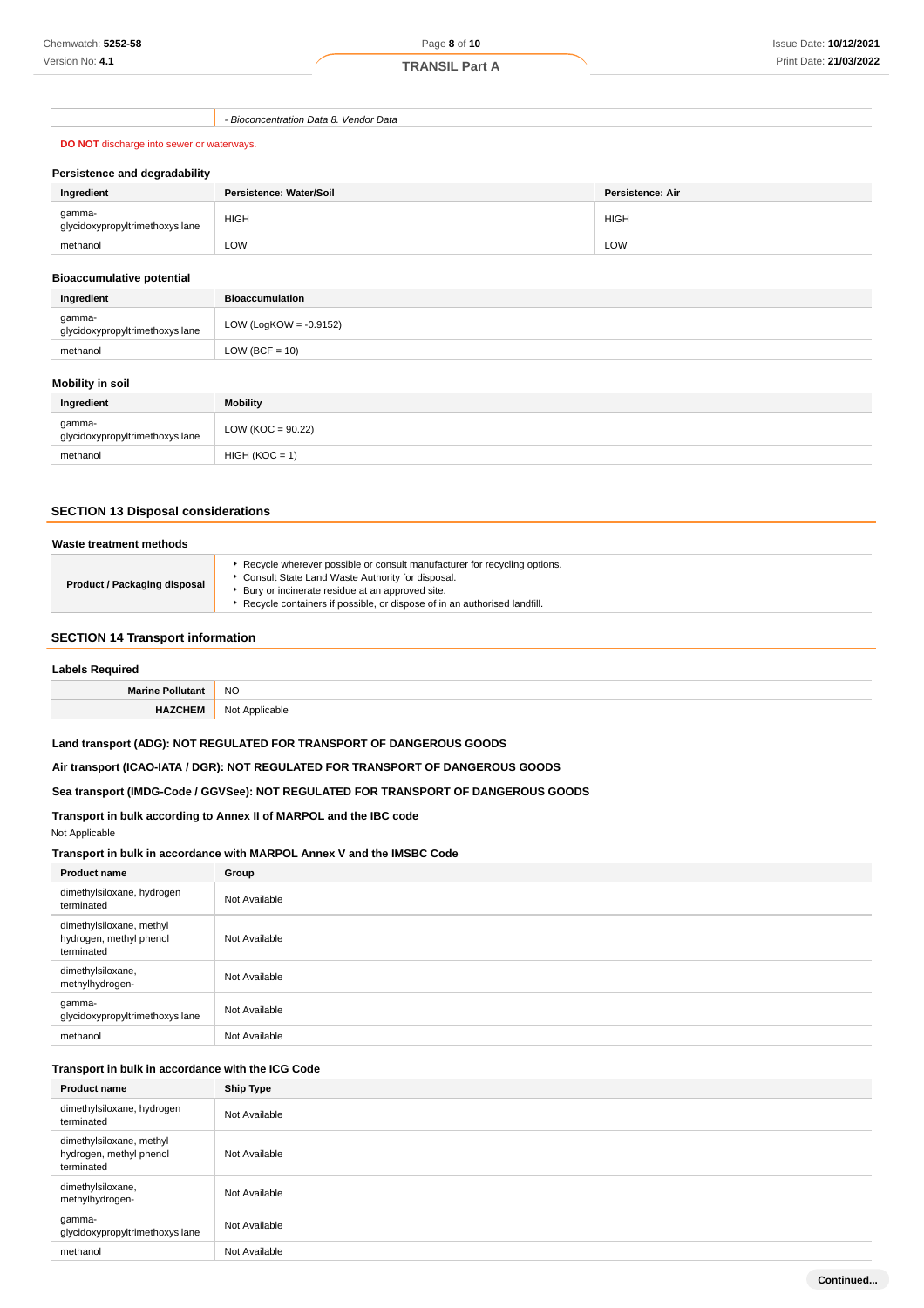| | - *Bioconcentration Data 8. Vendor Data* |
|---|---|

**DO NOT** discharge into sewer or waterways.

### Persistence and degradability

| Ingredient | Persistence: Water/Soil | Persistence: Air |
|---|---|---|
| gamma-glycidoxypropyltrimethoxysilane | HIGH | HIGH |
| methanol | LOW | LOW |

### Bioaccumulative potential

| Ingredient | Bioaccumulation |
|---|---|
| gamma-glycidoxypropyltrimethoxysilane | LOW (LogKOW = -0.9152) |
| methanol | LOW (BCF = 10) |

### Mobility in soil

| Ingredient | Mobility |
|---|---|
| gamma-glycidoxypropyltrimethoxysilane | LOW (KOC = 90.22) |
| methanol | HIGH (KOC = 1) |

## SECTION 13 Disposal considerations

### Waste treatment methods

| | |
|---|---|
| **Product / Packaging disposal** | - Recycle wherever possible or consult manufacturer for recycling options.<br>- Consult State Land Waste Authority for disposal.<br>- Bury or incinerate residue at an approved site.<br>- Recycle containers if possible, or dispose of in an authorised landfill. |

## SECTION 14 Transport information

### Labels Required

| | |
|---|---|
| **Marine Pollutant** | NO |
| **HAZCHEM** | Not Applicable |

**Land transport (ADG): NOT REGULATED FOR TRANSPORT OF DANGEROUS GOODS**

**Air transport (ICAO-IATA / DGR): NOT REGULATED FOR TRANSPORT OF DANGEROUS GOODS**

**Sea transport (IMDG-Code / GGVSee): NOT REGULATED FOR TRANSPORT OF DANGEROUS GOODS**

### Transport in bulk according to Annex II of MARPOL and the IBC code

Not Applicable

### Transport in bulk in accordance with MARPOL Annex V and the IMSBC Code

| Product name | Group |
|---|---|
| dimethylsiloxane, hydrogen terminated | Not Available |
| dimethylsiloxane, methyl hydrogen, methyl phenol terminated | Not Available |
| dimethylsiloxane, methylhydrogen- | Not Available |
| gamma-glycidoxypropyltrimethoxysilane | Not Available |
| methanol | Not Available |

### Transport in bulk in accordance with the ICG Code

| Product name | Ship Type |
|---|---|
| dimethylsiloxane, hydrogen terminated | Not Available |
| dimethylsiloxane, methyl hydrogen, methyl phenol terminated | Not Available |
| dimethylsiloxane, methylhydrogen- | Not Available |
| gamma-glycidoxypropyltrimethoxysilane | Not Available |
| methanol | Not Available |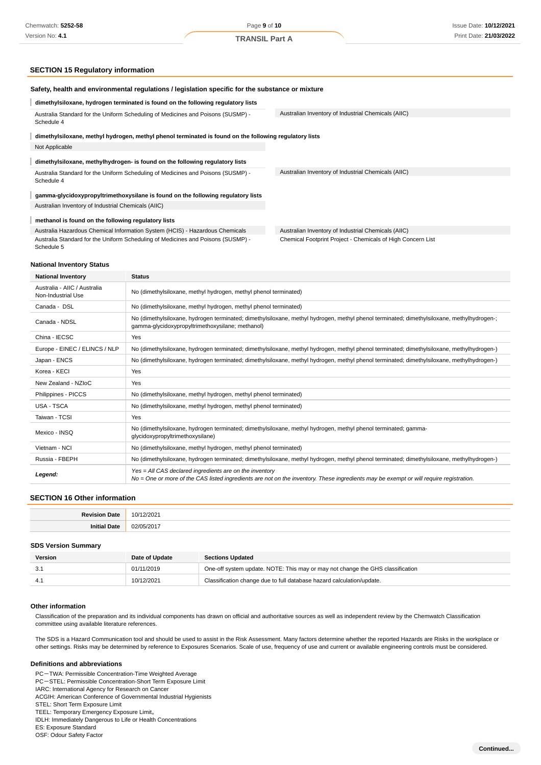## SECTION 15 Regulatory information

### Safety, health and environmental regulations / legislation specific for the substance or mixture

**dimethylsiloxane, hydrogen terminated is found on the following regulatory lists**

| | |
|---|---|
| Australia Standard for the Uniform Scheduling of Medicines and Poisons (SUSMP) - Schedule 4 | Australian Inventory of Industrial Chemicals (AIIC) |

**dimethylsiloxane, methyl hydrogen, methyl phenol terminated is found on the following regulatory lists**

Not Applicable

**dimethylsiloxane, methylhydrogen- is found on the following regulatory lists**

| | |
|---|---|
| Australia Standard for the Uniform Scheduling of Medicines and Poisons (SUSMP) - Schedule 4 | Australian Inventory of Industrial Chemicals (AIIC) |

**gamma-glycidoxypropyltrimethoxysilane is found on the following regulatory lists**

Australian Inventory of Industrial Chemicals (AIIC)

**methanol is found on the following regulatory lists**

| | |
|---|---|
| Australia Hazardous Chemical Information System (HCIS) - Hazardous Chemicals | Australian Inventory of Industrial Chemicals (AIIC) |
| Australia Standard for the Uniform Scheduling of Medicines and Poisons (SUSMP) - Schedule 5 | Chemical Footprint Project - Chemicals of High Concern List |

### National Inventory Status

| National Inventory | Status |
|---|---|
| Australia - AIIC / Australia Non-Industrial Use | No (dimethylsiloxane, methyl hydrogen, methyl phenol terminated) |
| Canada - DSL | No (dimethylsiloxane, methyl hydrogen, methyl phenol terminated) |
| Canada - NDSL | No (dimethylsiloxane, hydrogen terminated; dimethylsiloxane, methyl hydrogen, methyl phenol terminated; dimethylsiloxane, methylhydrogen-; gamma-glycidoxypropyltrimethoxysilane; methanol) |
| China - IECSC | Yes |
| Europe - EINEC / ELINCS / NLP | No (dimethylsiloxane, hydrogen terminated; dimethylsiloxane, methyl hydrogen, methyl phenol terminated; dimethylsiloxane, methylhydrogen-) |
| Japan - ENCS | No (dimethylsiloxane, hydrogen terminated; dimethylsiloxane, methyl hydrogen, methyl phenol terminated; dimethylsiloxane, methylhydrogen-) |
| Korea - KECI | Yes |
| New Zealand - NZIoC | Yes |
| Philippines - PICCS | No (dimethylsiloxane, methyl hydrogen, methyl phenol terminated) |
| USA - TSCA | No (dimethylsiloxane, methyl hydrogen, methyl phenol terminated) |
| Taiwan - TCSI | Yes |
| Mexico - INSQ | No (dimethylsiloxane, hydrogen terminated; dimethylsiloxane, methyl hydrogen, methyl phenol terminated; gamma-glycidoxypropyltrimethoxysilane) |
| Vietnam - NCI | No (dimethylsiloxane, methyl hydrogen, methyl phenol terminated) |
| Russia - FBEPH | No (dimethylsiloxane, hydrogen terminated; dimethylsiloxane, methyl hydrogen, methyl phenol terminated; dimethylsiloxane, methylhydrogen-) |
| ***Legend:*** | *Yes = All CAS declared ingredients are on the inventory*<br>*No = One or more of the CAS listed ingredients are not on the inventory. These ingredients may be exempt or will require registration.* |

## SECTION 16 Other information

| | |
|---|---|
| **Revision Date** | 10/12/2021 |
| **Initial Date** | 02/05/2017 |

### SDS Version Summary

| Version | Date of Update | Sections Updated |
|---|---|---|
| 3.1 | 01/11/2019 | One-off system update. NOTE: This may or may not change the GHS classification |
| 4.1 | 10/12/2021 | Classification change due to full database hazard calculation/update. |

### Other information

Classification of the preparation and its individual components has drawn on official and authoritative sources as well as independent review by the Chemwatch Classification committee using available literature references.

The SDS is a Hazard Communication tool and should be used to assist in the Risk Assessment. Many factors determine whether the reported Hazards are Risks in the workplace or other settings. Risks may be determined by reference to Exposures Scenarios. Scale of use, frequency of use and current or available engineering controls must be considered.

### Definitions and abbreviations

PC－TWA: Permissible Concentration-Time Weighted Average
PC－STEL: Permissible Concentration-Short Term Exposure Limit
IARC: International Agency for Research on Cancer
ACGIH: American Conference of Governmental Industrial Hygienists
STEL: Short Term Exposure Limit
TEEL: Temporary Emergency Exposure Limit。
IDLH: Immediately Dangerous to Life or Health Concentrations
ES: Exposure Standard
OSF: Odour Safety Factor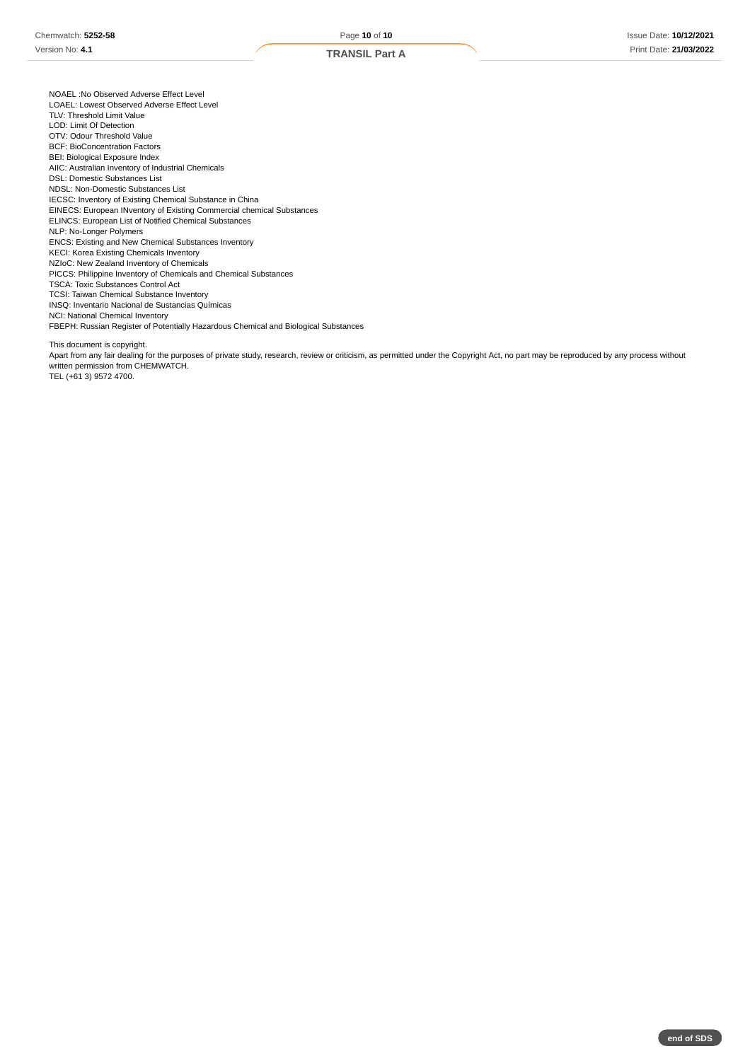NOAEL :No Observed Adverse Effect Level
LOAEL: Lowest Observed Adverse Effect Level
TLV: Threshold Limit Value
LOD: Limit Of Detection
OTV: Odour Threshold Value
BCF: BioConcentration Factors
BEI: Biological Exposure Index
AIIC: Australian Inventory of Industrial Chemicals
DSL: Domestic Substances List
NDSL: Non-Domestic Substances List
IECSC: Inventory of Existing Chemical Substance in China
EINECS: European INventory of Existing Commercial chemical Substances
ELINCS: European List of Notified Chemical Substances
NLP: No-Longer Polymers
ENCS: Existing and New Chemical Substances Inventory
KECI: Korea Existing Chemicals Inventory
NZIoC: New Zealand Inventory of Chemicals
PICCS: Philippine Inventory of Chemicals and Chemical Substances
TSCA: Toxic Substances Control Act
TCSI: Taiwan Chemical Substance Inventory
INSQ: Inventario Nacional de Sustancias Químicas
NCI: National Chemical Inventory
FBEPH: Russian Register of Potentially Hazardous Chemical and Biological Substances

This document is copyright.
Apart from any fair dealing for the purposes of private study, research, review or criticism, as permitted under the Copyright Act, no part may be reproduced by any process without written permission from CHEMWATCH.
TEL (+61 3) 9572 4700.

**end of SDS**